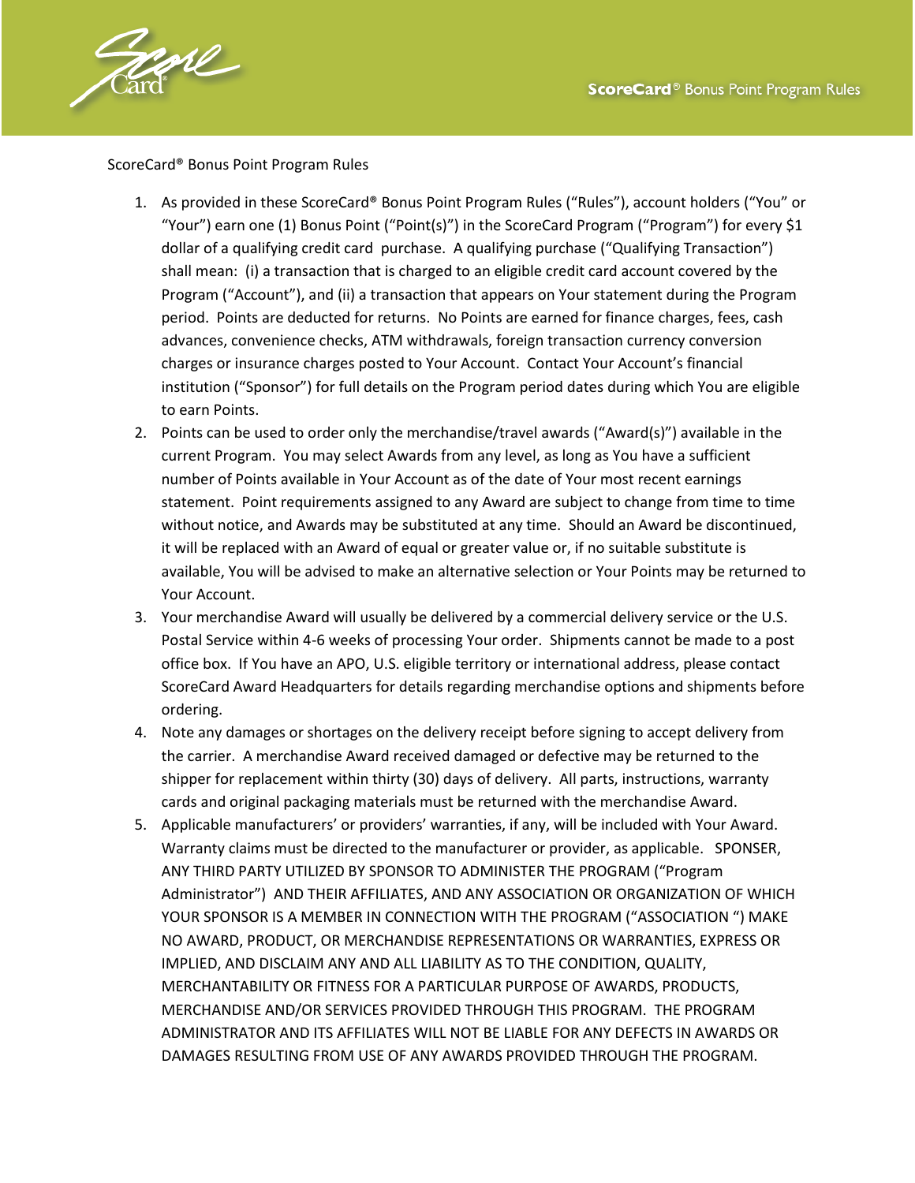ScoreCard® Bonus Point Program Rules

1. As provided in these ScoreCard® Bonus Point Program Rules ("Rules"), account holders ("You" or "Your") earn one (1) Bonus Point ("Point(s)") in the ScoreCard Program ("Program") for every $1 dollar of a qualifying credit card purchase. A qualifying purchase ("Qualifying Transaction") shall mean: (i) a transaction that is charged to an eligible credit card account covered by the Program ("Account"), and (ii) a transaction that appears on Your statement during the Program period. Points are deducted for returns. No Points are earned for finance charges, fees, cash advances, convenience checks, ATM withdrawals, foreign transaction currency conversion charges or insurance charges posted to Your Account. Contact Your Account's financial institution ("Sponsor") for full details on the Program period dates during which You are eligible to earn Points.
2. Points can be used to order only the merchandise/travel awards ("Award(s)") available in the current Program. You may select Awards from any level, as long as You have a sufficient number of Points available in Your Account as of the date of Your most recent earnings statement. Point requirements assigned to any Award are subject to change from time to time without notice, and Awards may be substituted at any time. Should an Award be discontinued, it will be replaced with an Award of equal or greater value or, if no suitable substitute is available, You will be advised to make an alternative selection or Your Points may be returned to Your Account.
3. Your merchandise Award will usually be delivered by a commercial delivery service or the U.S. Postal Service within 4-6 weeks of processing Your order. Shipments cannot be made to a post office box. If You have an APO, U.S. eligible territory or international address, please contact ScoreCard Award Headquarters for details regarding merchandise options and shipments before ordering.
4. Note any damages or shortages on the delivery receipt before signing to accept delivery from the carrier. A merchandise Award received damaged or defective may be returned to the shipper for replacement within thirty (30) days of delivery. All parts, instructions, warranty cards and original packaging materials must be returned with the merchandise Award.
5. Applicable manufacturers' or providers' warranties, if any, will be included with Your Award. Warranty claims must be directed to the manufacturer or provider, as applicable. SPONSER, ANY THIRD PARTY UTILIZED BY SPONSOR TO ADMINISTER THE PROGRAM ("Program Administrator") AND THEIR AFFILIATES, AND ANY ASSOCIATION OR ORGANIZATION OF WHICH YOUR SPONSOR IS A MEMBER IN CONNECTION WITH THE PROGRAM ("ASSOCIATION ") MAKE NO AWARD, PRODUCT, OR MERCHANDISE REPRESENTATIONS OR WARRANTIES, EXPRESS OR IMPLIED, AND DISCLAIM ANY AND ALL LIABILITY AS TO THE CONDITION, QUALITY, MERCHANTABILITY OR FITNESS FOR A PARTICULAR PURPOSE OF AWARDS, PRODUCTS, MERCHANDISE AND/OR SERVICES PROVIDED THROUGH THIS PROGRAM. THE PROGRAM ADMINISTRATOR AND ITS AFFILIATES WILL NOT BE LIABLE FOR ANY DEFECTS IN AWARDS OR DAMAGES RESULTING FROM USE OF ANY AWARDS PROVIDED THROUGH THE PROGRAM.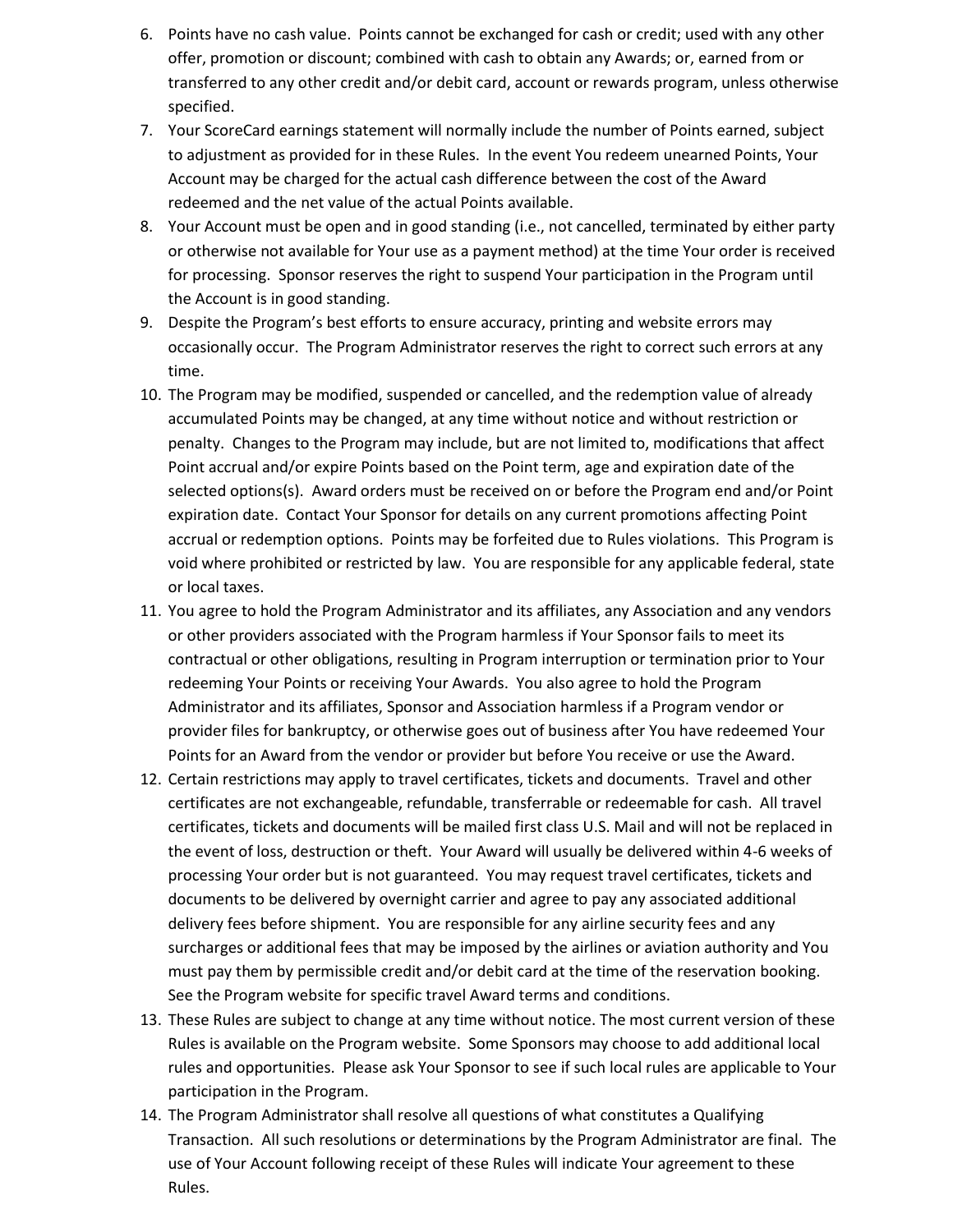6. Points have no cash value. Points cannot be exchanged for cash or credit; used with any other offer, promotion or discount; combined with cash to obtain any Awards; or, earned from or transferred to any other credit and/or debit card, account or rewards program, unless otherwise specified.
7. Your ScoreCard earnings statement will normally include the number of Points earned, subject to adjustment as provided for in these Rules. In the event You redeem unearned Points, Your Account may be charged for the actual cash difference between the cost of the Award redeemed and the net value of the actual Points available.
8. Your Account must be open and in good standing (i.e., not cancelled, terminated by either party or otherwise not available for Your use as a payment method) at the time Your order is received for processing. Sponsor reserves the right to suspend Your participation in the Program until the Account is in good standing.
9. Despite the Program's best efforts to ensure accuracy, printing and website errors may occasionally occur. The Program Administrator reserves the right to correct such errors at any time.
10. The Program may be modified, suspended or cancelled, and the redemption value of already accumulated Points may be changed, at any time without notice and without restriction or penalty. Changes to the Program may include, but are not limited to, modifications that affect Point accrual and/or expire Points based on the Point term, age and expiration date of the selected options(s). Award orders must be received on or before the Program end and/or Point expiration date. Contact Your Sponsor for details on any current promotions affecting Point accrual or redemption options. Points may be forfeited due to Rules violations. This Program is void where prohibited or restricted by law. You are responsible for any applicable federal, state or local taxes.
11. You agree to hold the Program Administrator and its affiliates, any Association and any vendors or other providers associated with the Program harmless if Your Sponsor fails to meet its contractual or other obligations, resulting in Program interruption or termination prior to Your redeeming Your Points or receiving Your Awards. You also agree to hold the Program Administrator and its affiliates, Sponsor and Association harmless if a Program vendor or provider files for bankruptcy, or otherwise goes out of business after You have redeemed Your Points for an Award from the vendor or provider but before You receive or use the Award.
12. Certain restrictions may apply to travel certificates, tickets and documents. Travel and other certificates are not exchangeable, refundable, transferrable or redeemable for cash. All travel certificates, tickets and documents will be mailed first class U.S. Mail and will not be replaced in the event of loss, destruction or theft. Your Award will usually be delivered within 4-6 weeks of processing Your order but is not guaranteed. You may request travel certificates, tickets and documents to be delivered by overnight carrier and agree to pay any associated additional delivery fees before shipment. You are responsible for any airline security fees and any surcharges or additional fees that may be imposed by the airlines or aviation authority and You must pay them by permissible credit and/or debit card at the time of the reservation booking. See the Program website for specific travel Award terms and conditions.
13. These Rules are subject to change at any time without notice. The most current version of these Rules is available on the Program website. Some Sponsors may choose to add additional local rules and opportunities. Please ask Your Sponsor to see if such local rules are applicable to Your participation in the Program.
14. The Program Administrator shall resolve all questions of what constitutes a Qualifying Transaction. All such resolutions or determinations by the Program Administrator are final. The use of Your Account following receipt of these Rules will indicate Your agreement to these Rules.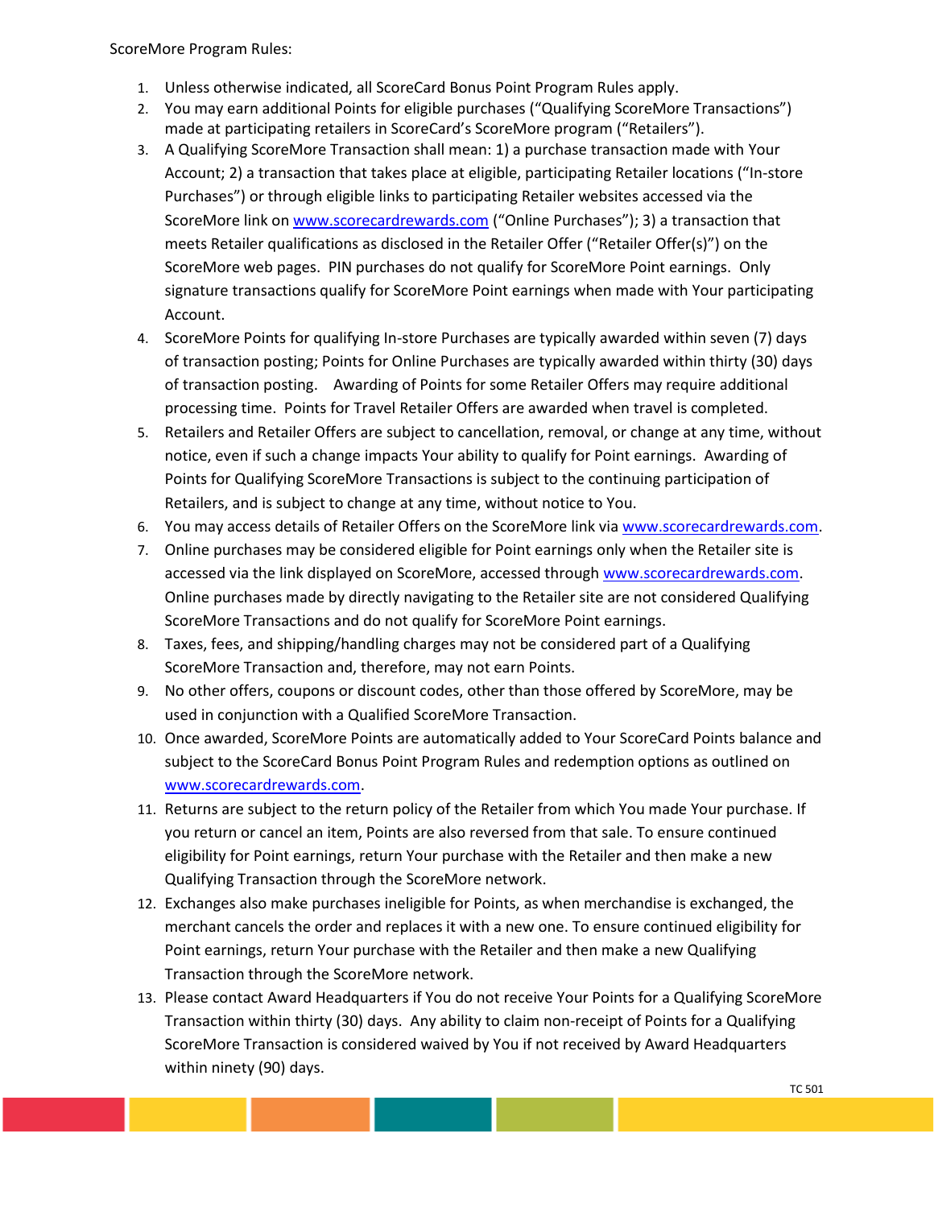ScoreMore Program Rules:

1. Unless otherwise indicated, all ScoreCard Bonus Point Program Rules apply.
2. You may earn additional Points for eligible purchases ("Qualifying ScoreMore Transactions") made at participating retailers in ScoreCard's ScoreMore program ("Retailers").
3. A Qualifying ScoreMore Transaction shall mean: 1) a purchase transaction made with Your Account; 2) a transaction that takes place at eligible, participating Retailer locations ("In-store Purchases") or through eligible links to participating Retailer websites accessed via the ScoreMore link on www.scorecardrewards.com ("Online Purchases"); 3) a transaction that meets Retailer qualifications as disclosed in the Retailer Offer ("Retailer Offer(s)") on the ScoreMore web pages. PIN purchases do not qualify for ScoreMore Point earnings. Only signature transactions qualify for ScoreMore Point earnings when made with Your participating Account.
4. ScoreMore Points for qualifying In-store Purchases are typically awarded within seven (7) days of transaction posting; Points for Online Purchases are typically awarded within thirty (30) days of transaction posting. Awarding of Points for some Retailer Offers may require additional processing time. Points for Travel Retailer Offers are awarded when travel is completed.
5. Retailers and Retailer Offers are subject to cancellation, removal, or change at any time, without notice, even if such a change impacts Your ability to qualify for Point earnings. Awarding of Points for Qualifying ScoreMore Transactions is subject to the continuing participation of Retailers, and is subject to change at any time, without notice to You.
6. You may access details of Retailer Offers on the ScoreMore link via www.scorecardrewards.com.
7. Online purchases may be considered eligible for Point earnings only when the Retailer site is accessed via the link displayed on ScoreMore, accessed through www.scorecardrewards.com. Online purchases made by directly navigating to the Retailer site are not considered Qualifying ScoreMore Transactions and do not qualify for ScoreMore Point earnings.
8. Taxes, fees, and shipping/handling charges may not be considered part of a Qualifying ScoreMore Transaction and, therefore, may not earn Points.
9. No other offers, coupons or discount codes, other than those offered by ScoreMore, may be used in conjunction with a Qualified ScoreMore Transaction.
10. Once awarded, ScoreMore Points are automatically added to Your ScoreCard Points balance and subject to the ScoreCard Bonus Point Program Rules and redemption options as outlined on www.scorecardrewards.com.
11. Returns are subject to the return policy of the Retailer from which You made Your purchase. If you return or cancel an item, Points are also reversed from that sale. To ensure continued eligibility for Point earnings, return Your purchase with the Retailer and then make a new Qualifying Transaction through the ScoreMore network.
12. Exchanges also make purchases ineligible for Points, as when merchandise is exchanged, the merchant cancels the order and replaces it with a new one. To ensure continued eligibility for Point earnings, return Your purchase with the Retailer and then make a new Qualifying Transaction through the ScoreMore network.
13. Please contact Award Headquarters if You do not receive Your Points for a Qualifying ScoreMore Transaction within thirty (30) days. Any ability to claim non-receipt of Points for a Qualifying ScoreMore Transaction is considered waived by You if not received by Award Headquarters within ninety (90) days.

TC 501